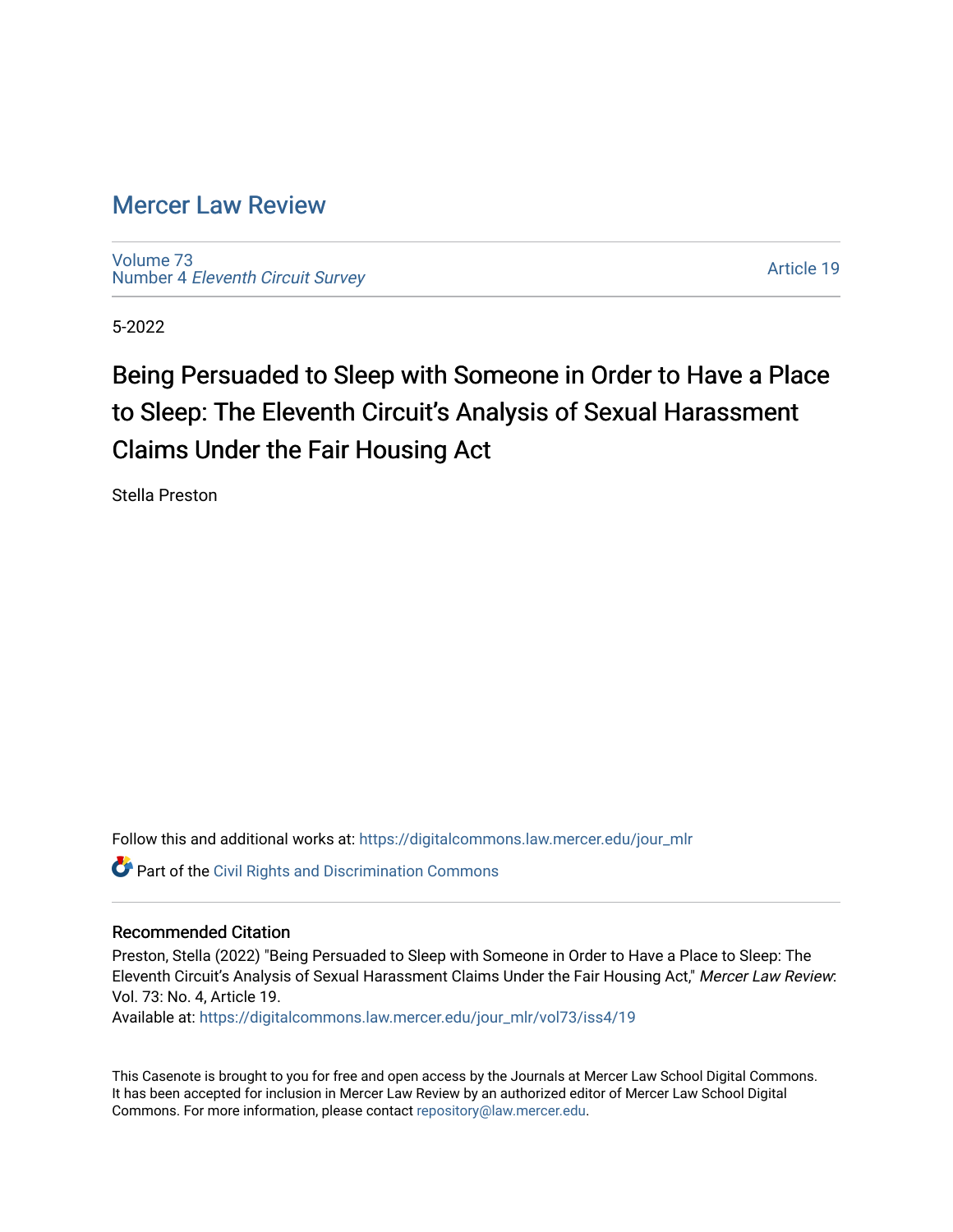# Mercer Law Review

Volume 73
Number 4 *Eleventh Circuit Survey*

Article 19

5-2022

## Being Persuaded to Sleep with Someone in Order to Have a Place to Sleep: The Eleventh Circuit's Analysis of Sexual Harassment Claims Under the Fair Housing Act

Stella Preston

Follow this and additional works at: https://digitalcommons.law.mercer.edu/jour_mlr

Part of the Civil Rights and Discrimination Commons

### Recommended Citation

Preston, Stella (2022) "Being Persuaded to Sleep with Someone in Order to Have a Place to Sleep: The Eleventh Circuit's Analysis of Sexual Harassment Claims Under the Fair Housing Act," *Mercer Law Review*: Vol. 73: No. 4, Article 19.
Available at: https://digitalcommons.law.mercer.edu/jour_mlr/vol73/iss4/19

This Casenote is brought to you for free and open access by the Journals at Mercer Law School Digital Commons. It has been accepted for inclusion in Mercer Law Review by an authorized editor of Mercer Law School Digital Commons. For more information, please contact repository@law.mercer.edu.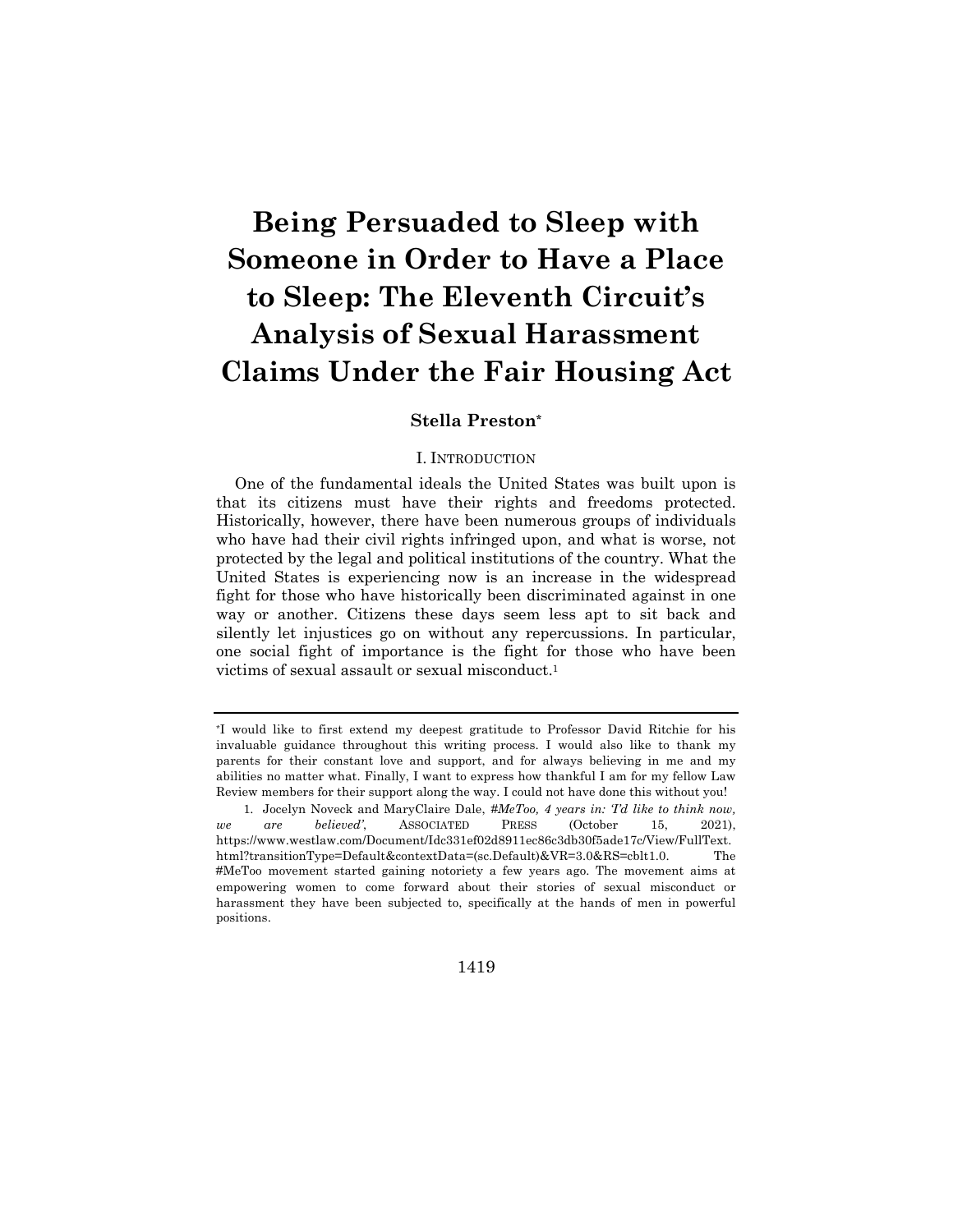# Being Persuaded to Sleep with Someone in Order to Have a Place to Sleep: The Eleventh Circuit's Analysis of Sexual Harassment Claims Under the Fair Housing Act

**Stella Preston***

## I. INTRODUCTION

One of the fundamental ideals the United States was built upon is that its citizens must have their rights and freedoms protected. Historically, however, there have been numerous groups of individuals who have had their civil rights infringed upon, and what is worse, not protected by the legal and political institutions of the country. What the United States is experiencing now is an increase in the widespread fight for those who have historically been discriminated against in one way or another. Citizens these days seem less apt to sit back and silently let injustices go on without any repercussions. In particular, one social fight of importance is the fight for those who have been victims of sexual assault or sexual misconduct.[1]

---

*I would like to first extend my deepest gratitude to Professor David Ritchie for his invaluable guidance throughout this writing process. I would also like to thank my parents for their constant love and support, and for always believing in me and my abilities no matter what. Finally, I want to express how thankful I am for my fellow Law Review members for their support along the way. I could not have done this without you!

1. Jocelyn Noveck and MaryClaire Dale, *#MeToo, 4 years in: 'I'd like to think now, we are believed'*, ASSOCIATED PRESS (October 15, 2021), https://www.westlaw.com/Document/Idc331ef02d8911ec86c3db30f5ade17c/View/FullText.html?transitionType=Default&contextData=(sc.Default)&VR=3.0&RS=cblt1.0. The #MeToo movement started gaining notoriety a few years ago. The movement aims at empowering women to come forward about their stories of sexual misconduct or harassment they have been subjected to, specifically at the hands of men in powerful positions.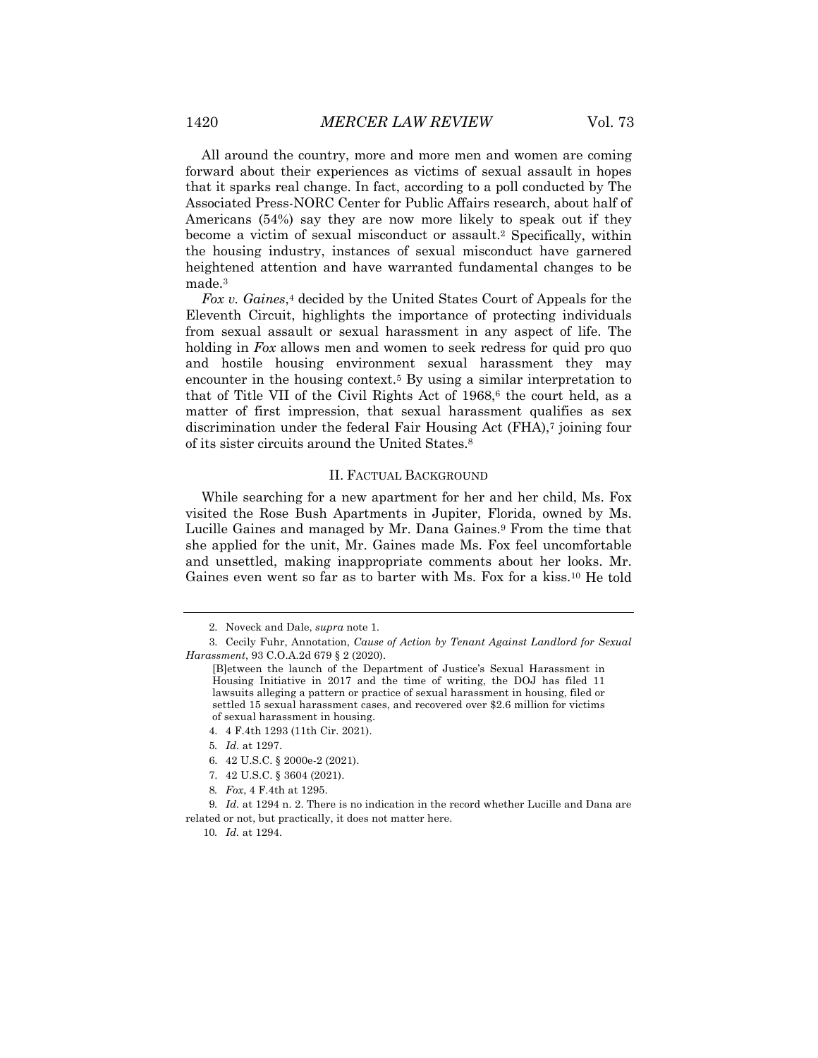All around the country, more and more men and women are coming forward about their experiences as victims of sexual assault in hopes that it sparks real change. In fact, according to a poll conducted by The Associated Press-NORC Center for Public Affairs research, about half of Americans (54%) say they are now more likely to speak out if they become a victim of sexual misconduct or assault.[2] Specifically, within the housing industry, instances of sexual misconduct have garnered heightened attention and have warranted fundamental changes to be made.[3]

*Fox v. Gaines*,[4] decided by the United States Court of Appeals for the Eleventh Circuit, highlights the importance of protecting individuals from sexual assault or sexual harassment in any aspect of life. The holding in *Fox* allows men and women to seek redress for quid pro quo and hostile housing environment sexual harassment they may encounter in the housing context.[5] By using a similar interpretation to that of Title VII of the Civil Rights Act of 1968,[6] the court held, as a matter of first impression, that sexual harassment qualifies as sex discrimination under the federal Fair Housing Act (FHA),[7] joining four of its sister circuits around the United States.[8]

## II. FACTUAL BACKGROUND

While searching for a new apartment for her and her child, Ms. Fox visited the Rose Bush Apartments in Jupiter, Florida, owned by Ms. Lucille Gaines and managed by Mr. Dana Gaines.[9] From the time that she applied for the unit, Mr. Gaines made Ms. Fox feel uncomfortable and unsettled, making inappropriate comments about her looks. Mr. Gaines even went so far as to barter with Ms. Fox for a kiss.[10] He told

---

2. Noveck and Dale, *supra* note 1.

3. Cecily Fuhr, Annotation, *Cause of Action by Tenant Against Landlord for Sexual Harassment*, 93 C.O.A.2d 679 § 2 (2020).

> [B]etween the launch of the Department of Justice's Sexual Harassment in Housing Initiative in 2017 and the time of writing, the DOJ has filed 11 lawsuits alleging a pattern or practice of sexual harassment in housing, filed or settled 15 sexual harassment cases, and recovered over $2.6 million for victims of sexual harassment in housing.

4. 4 F.4th 1293 (11th Cir. 2021).

5. *Id.* at 1297.

6. 42 U.S.C. § 2000e-2 (2021).

7. 42 U.S.C. § 3604 (2021).

8. *Fox*, 4 F.4th at 1295.

9. *Id.* at 1294 n. 2. There is no indication in the record whether Lucille and Dana are related or not, but practically, it does not matter here.

10. *Id.* at 1294.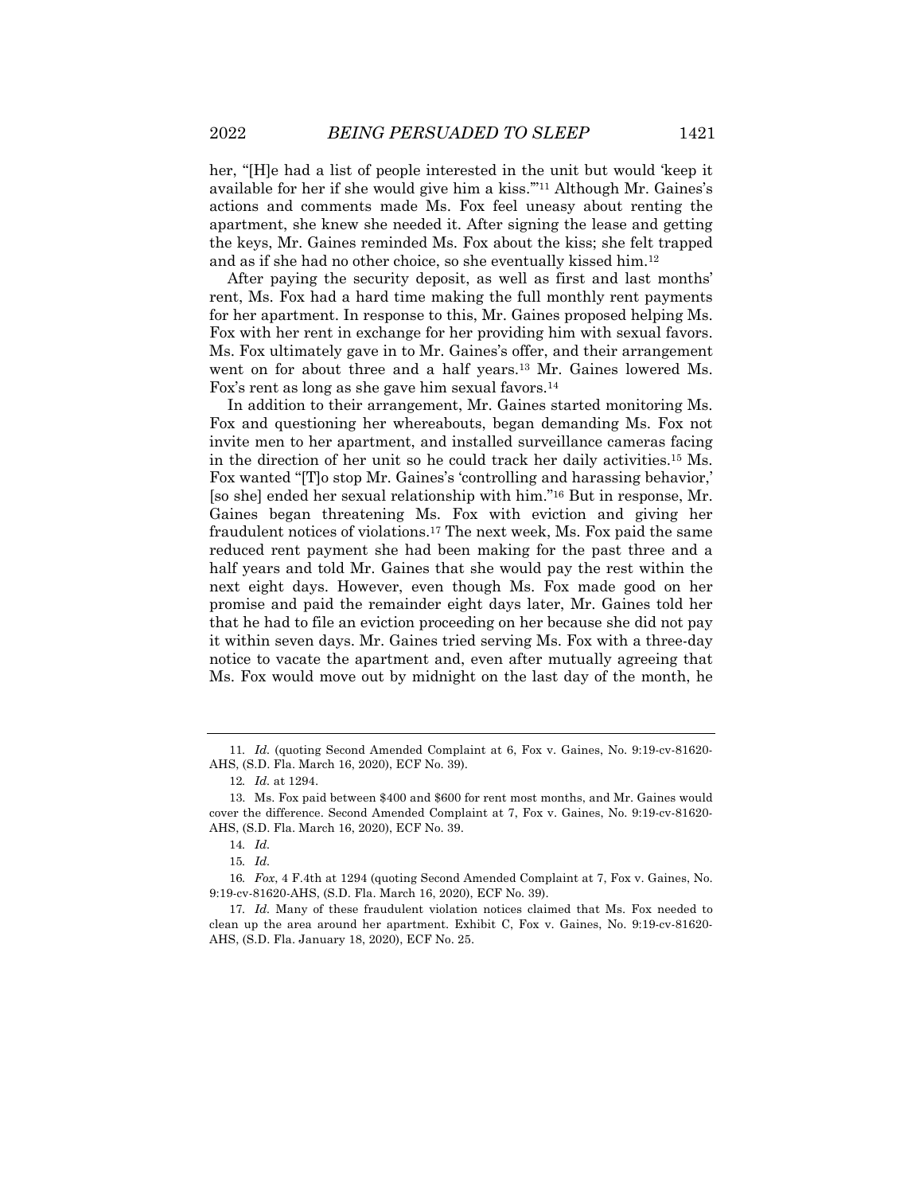her, "[H]e had a list of people interested in the unit but would 'keep it available for her if she would give him a kiss.'"[11] Although Mr. Gaines's actions and comments made Ms. Fox feel uneasy about renting the apartment, she knew she needed it. After signing the lease and getting the keys, Mr. Gaines reminded Ms. Fox about the kiss; she felt trapped and as if she had no other choice, so she eventually kissed him.[12]

After paying the security deposit, as well as first and last months' rent, Ms. Fox had a hard time making the full monthly rent payments for her apartment. In response to this, Mr. Gaines proposed helping Ms. Fox with her rent in exchange for her providing him with sexual favors. Ms. Fox ultimately gave in to Mr. Gaines's offer, and their arrangement went on for about three and a half years.[13] Mr. Gaines lowered Ms. Fox's rent as long as she gave him sexual favors.[14]

In addition to their arrangement, Mr. Gaines started monitoring Ms. Fox and questioning her whereabouts, began demanding Ms. Fox not invite men to her apartment, and installed surveillance cameras facing in the direction of her unit so he could track her daily activities.[15] Ms. Fox wanted "[T]o stop Mr. Gaines's 'controlling and harassing behavior,' [so she] ended her sexual relationship with him."[16] But in response, Mr. Gaines began threatening Ms. Fox with eviction and giving her fraudulent notices of violations.[17] The next week, Ms. Fox paid the same reduced rent payment she had been making for the past three and a half years and told Mr. Gaines that she would pay the rest within the next eight days. However, even though Ms. Fox made good on her promise and paid the remainder eight days later, Mr. Gaines told her that he had to file an eviction proceeding on her because she did not pay it within seven days. Mr. Gaines tried serving Ms. Fox with a three-day notice to vacate the apartment and, even after mutually agreeing that Ms. Fox would move out by midnight on the last day of the month, he

---

11. *Id.* (quoting Second Amended Complaint at 6, Fox v. Gaines, No. 9:19-cv-81620-AHS, (S.D. Fla. March 16, 2020), ECF No. 39).

12. *Id.* at 1294.

13. Ms. Fox paid between $400 and $600 for rent most months, and Mr. Gaines would cover the difference. Second Amended Complaint at 7, Fox v. Gaines, No. 9:19-cv-81620-AHS, (S.D. Fla. March 16, 2020), ECF No. 39.

14. *Id.*

15. *Id.*

16. *Fox*, 4 F.4th at 1294 (quoting Second Amended Complaint at 7, Fox v. Gaines, No. 9:19-cv-81620-AHS, (S.D. Fla. March 16, 2020), ECF No. 39).

17. *Id.* Many of these fraudulent violation notices claimed that Ms. Fox needed to clean up the area around her apartment. Exhibit C, Fox v. Gaines, No. 9:19-cv-81620-AHS, (S.D. Fla. January 18, 2020), ECF No. 25.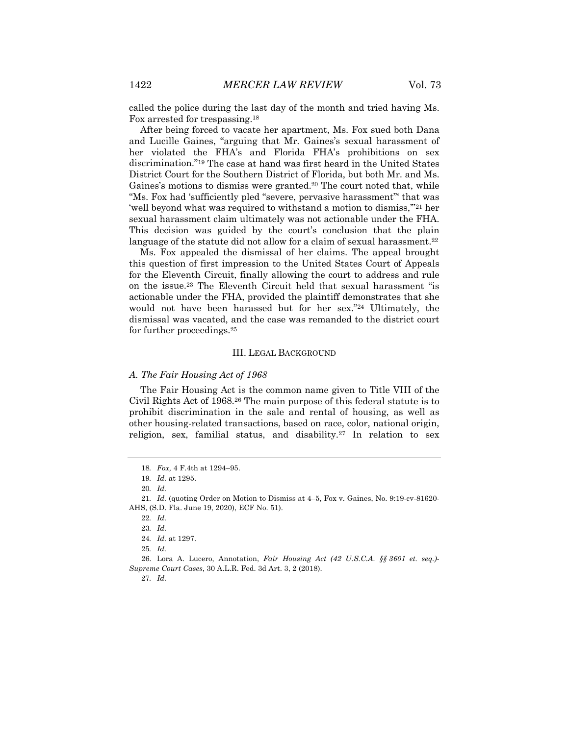called the police during the last day of the month and tried having Ms. Fox arrested for trespassing.[18]

After being forced to vacate her apartment, Ms. Fox sued both Dana and Lucille Gaines, "arguing that Mr. Gaines's sexual harassment of her violated the FHA's and Florida FHA's prohibitions on sex discrimination."[19] The case at hand was first heard in the United States District Court for the Southern District of Florida, but both Mr. and Ms. Gaines's motions to dismiss were granted.[20] The court noted that, while "Ms. Fox had 'sufficiently pled "severe, pervasive harassment"' that was 'well beyond what was required to withstand a motion to dismiss,'"[21] her sexual harassment claim ultimately was not actionable under the FHA. This decision was guided by the court's conclusion that the plain language of the statute did not allow for a claim of sexual harassment.[22]

Ms. Fox appealed the dismissal of her claims. The appeal brought this question of first impression to the United States Court of Appeals for the Eleventh Circuit, finally allowing the court to address and rule on the issue.[23] The Eleventh Circuit held that sexual harassment "is actionable under the FHA, provided the plaintiff demonstrates that she would not have been harassed but for her sex."[24] Ultimately, the dismissal was vacated, and the case was remanded to the district court for further proceedings.[25]

## III. Legal Background

### *A. The Fair Housing Act of 1968*

The Fair Housing Act is the common name given to Title VIII of the Civil Rights Act of 1968.[26] The main purpose of this federal statute is to prohibit discrimination in the sale and rental of housing, as well as other housing-related transactions, based on race, color, national origin, religion, sex, familial status, and disability.[27] In relation to sex

---

18. *Fox,* 4 F.4th at 1294–95.

19. *Id.* at 1295.

20. *Id.*

21. *Id.* (quoting Order on Motion to Dismiss at 4–5, Fox v. Gaines, No. 9:19-cv-81620-AHS, (S.D. Fla. June 19, 2020), ECF No. 51).

22. *Id.*

23. *Id.*

24. *Id.* at 1297.

25. *Id.*

26. Lora A. Lucero, Annotation, *Fair Housing Act (42 U.S.C.A. §§ 3601 et. seq.)-Supreme Court Cases*, 30 A.L.R. Fed. 3d Art. 3, 2 (2018).

27. *Id.*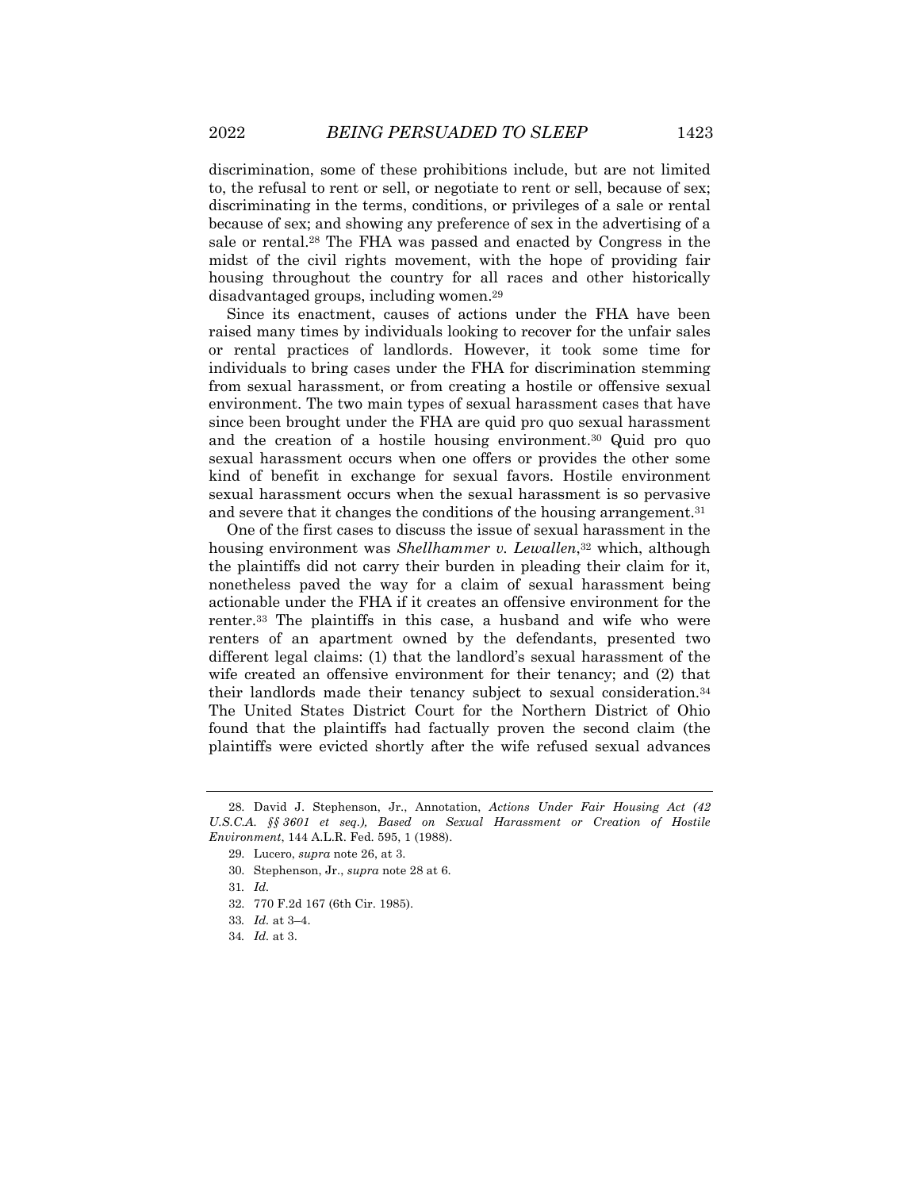discrimination, some of these prohibitions include, but are not limited to, the refusal to rent or sell, or negotiate to rent or sell, because of sex; discriminating in the terms, conditions, or privileges of a sale or rental because of sex; and showing any preference of sex in the advertising of a sale or rental.[28] The FHA was passed and enacted by Congress in the midst of the civil rights movement, with the hope of providing fair housing throughout the country for all races and other historically disadvantaged groups, including women.[29]

Since its enactment, causes of actions under the FHA have been raised many times by individuals looking to recover for the unfair sales or rental practices of landlords. However, it took some time for individuals to bring cases under the FHA for discrimination stemming from sexual harassment, or from creating a hostile or offensive sexual environment. The two main types of sexual harassment cases that have since been brought under the FHA are quid pro quo sexual harassment and the creation of a hostile housing environment.[30] Quid pro quo sexual harassment occurs when one offers or provides the other some kind of benefit in exchange for sexual favors. Hostile environment sexual harassment occurs when the sexual harassment is so pervasive and severe that it changes the conditions of the housing arrangement.[31]

One of the first cases to discuss the issue of sexual harassment in the housing environment was *Shellhammer v. Lewallen*,[32] which, although the plaintiffs did not carry their burden in pleading their claim for it, nonetheless paved the way for a claim of sexual harassment being actionable under the FHA if it creates an offensive environment for the renter.[33] The plaintiffs in this case, a husband and wife who were renters of an apartment owned by the defendants, presented two different legal claims: (1) that the landlord's sexual harassment of the wife created an offensive environment for their tenancy; and (2) that their landlords made their tenancy subject to sexual consideration.[34] The United States District Court for the Northern District of Ohio found that the plaintiffs had factually proven the second claim (the plaintiffs were evicted shortly after the wife refused sexual advances

---

28. David J. Stephenson, Jr., Annotation, *Actions Under Fair Housing Act (42 U.S.C.A. §§ 3601 et seq.), Based on Sexual Harassment or Creation of Hostile Environment*, 144 A.L.R. Fed. 595, 1 (1988).

29. Lucero, *supra* note 26, at 3.

30. Stephenson, Jr., *supra* note 28 at 6.

31. *Id.*

32. 770 F.2d 167 (6th Cir. 1985).

33. *Id.* at 3–4.

34. *Id.* at 3.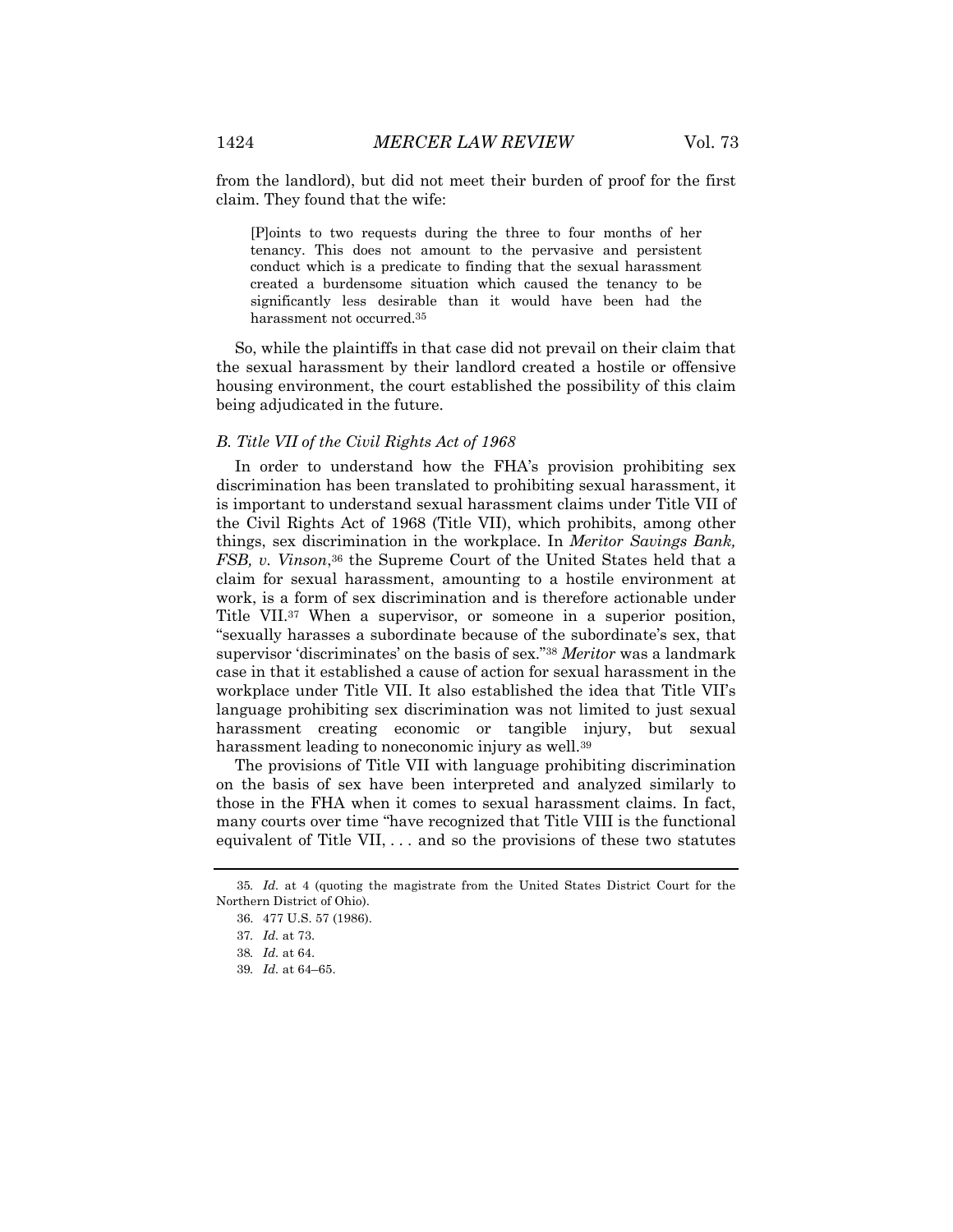from the landlord), but did not meet their burden of proof for the first claim. They found that the wife:

> [P]oints to two requests during the three to four months of her tenancy. This does not amount to the pervasive and persistent conduct which is a predicate to finding that the sexual harassment created a burdensome situation which caused the tenancy to be significantly less desirable than it would have been had the harassment not occurred.[35]

So, while the plaintiffs in that case did not prevail on their claim that the sexual harassment by their landlord created a hostile or offensive housing environment, the court established the possibility of this claim being adjudicated in the future.

### *B. Title VII of the Civil Rights Act of 1968*

In order to understand how the FHA's provision prohibiting sex discrimination has been translated to prohibiting sexual harassment, it is important to understand sexual harassment claims under Title VII of the Civil Rights Act of 1968 (Title VII), which prohibits, among other things, sex discrimination in the workplace. In *Meritor Savings Bank, FSB, v. Vinson*,[36] the Supreme Court of the United States held that a claim for sexual harassment, amounting to a hostile environment at work, is a form of sex discrimination and is therefore actionable under Title VII.[37] When a supervisor, or someone in a superior position, "sexually harasses a subordinate because of the subordinate's sex, that supervisor 'discriminates' on the basis of sex."[38] *Meritor* was a landmark case in that it established a cause of action for sexual harassment in the workplace under Title VII. It also established the idea that Title VII's language prohibiting sex discrimination was not limited to just sexual harassment creating economic or tangible injury, but sexual harassment leading to noneconomic injury as well.[39]

The provisions of Title VII with language prohibiting discrimination on the basis of sex have been interpreted and analyzed similarly to those in the FHA when it comes to sexual harassment claims. In fact, many courts over time "have recognized that Title VIII is the functional equivalent of Title VII, . . . and so the provisions of these two statutes

---

35. *Id.* at 4 (quoting the magistrate from the United States District Court for the Northern District of Ohio).

36. 477 U.S. 57 (1986).

37. *Id.* at 73.

38. *Id.* at 64.

39. *Id.* at 64–65.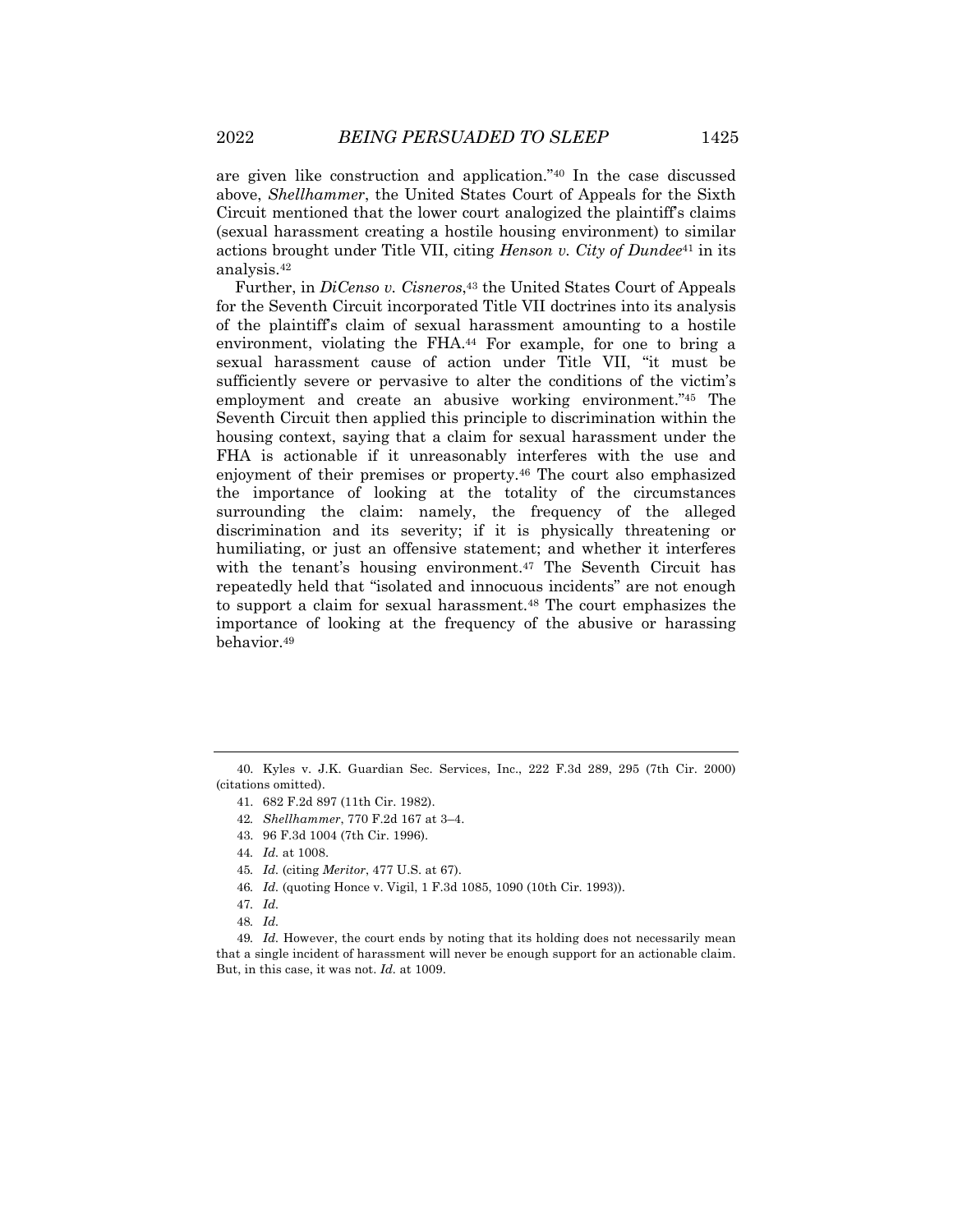are given like construction and application."[40] In the case discussed above, *Shellhammer*, the United States Court of Appeals for the Sixth Circuit mentioned that the lower court analogized the plaintiff's claims (sexual harassment creating a hostile housing environment) to similar actions brought under Title VII, citing *Henson v. City of Dundee*[41] in its analysis.[42]

Further, in *DiCenso v. Cisneros*,[43] the United States Court of Appeals for the Seventh Circuit incorporated Title VII doctrines into its analysis of the plaintiff's claim of sexual harassment amounting to a hostile environment, violating the FHA.[44] For example, for one to bring a sexual harassment cause of action under Title VII, "it must be sufficiently severe or pervasive to alter the conditions of the victim's employment and create an abusive working environment."[45] The Seventh Circuit then applied this principle to discrimination within the housing context, saying that a claim for sexual harassment under the FHA is actionable if it unreasonably interferes with the use and enjoyment of their premises or property.[46] The court also emphasized the importance of looking at the totality of the circumstances surrounding the claim: namely, the frequency of the alleged discrimination and its severity; if it is physically threatening or humiliating, or just an offensive statement; and whether it interferes with the tenant's housing environment.[47] The Seventh Circuit has repeatedly held that "isolated and innocuous incidents" are not enough to support a claim for sexual harassment.[48] The court emphasizes the importance of looking at the frequency of the abusive or harassing behavior.[49]

---

40. Kyles v. J.K. Guardian Sec. Services, Inc., 222 F.3d 289, 295 (7th Cir. 2000) (citations omitted).

41. 682 F.2d 897 (11th Cir. 1982).

42. *Shellhammer*, 770 F.2d 167 at 3–4.

43. 96 F.3d 1004 (7th Cir. 1996).

44. *Id.* at 1008.

45. *Id.* (citing *Meritor*, 477 U.S. at 67).

46. *Id.* (quoting Honce v. Vigil, 1 F.3d 1085, 1090 (10th Cir. 1993)).

47. *Id.*

48. *Id.*

49. *Id.* However, the court ends by noting that its holding does not necessarily mean that a single incident of harassment will never be enough support for an actionable claim. But, in this case, it was not. *Id.* at 1009.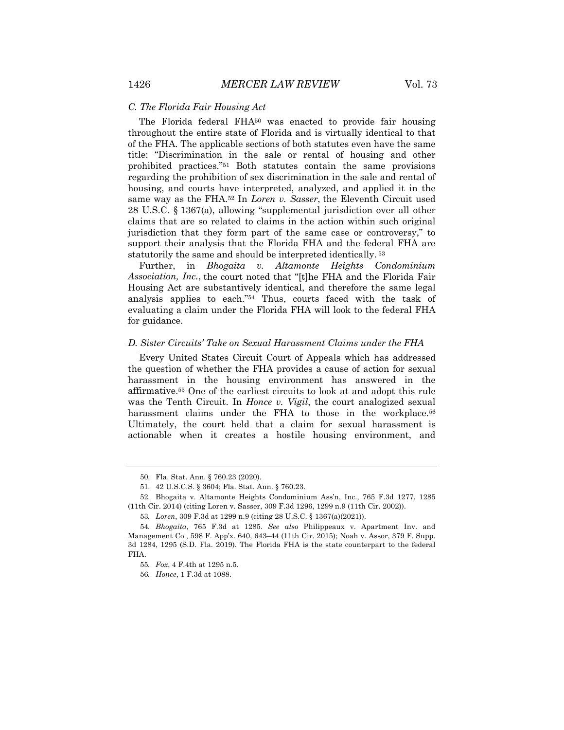### C. The Florida Fair Housing Act

The Florida federal FHA[50] was enacted to provide fair housing throughout the entire state of Florida and is virtually identical to that of the FHA. The applicable sections of both statutes even have the same title: "Discrimination in the sale or rental of housing and other prohibited practices."[51] Both statutes contain the same provisions regarding the prohibition of sex discrimination in the sale and rental of housing, and courts have interpreted, analyzed, and applied it in the same way as the FHA.[52] In *Loren v. Sasser*, the Eleventh Circuit used 28 U.S.C. § 1367(a), allowing "supplemental jurisdiction over all other claims that are so related to claims in the action within such original jurisdiction that they form part of the same case or controversy," to support their analysis that the Florida FHA and the federal FHA are statutorily the same and should be interpreted identically.[53]

Further, in *Bhogaita v. Altamonte Heights Condominium Association, Inc.*, the court noted that "[t]he FHA and the Florida Fair Housing Act are substantively identical, and therefore the same legal analysis applies to each."[54] Thus, courts faced with the task of evaluating a claim under the Florida FHA will look to the federal FHA for guidance.

### D. Sister Circuits' Take on Sexual Harassment Claims under the FHA

Every United States Circuit Court of Appeals which has addressed the question of whether the FHA provides a cause of action for sexual harassment in the housing environment has answered in the affirmative.[55] One of the earliest circuits to look at and adopt this rule was the Tenth Circuit. In *Honce v. Vigil*, the court analogized sexual harassment claims under the FHA to those in the workplace.[56] Ultimately, the court held that a claim for sexual harassment is actionable when it creates a hostile housing environment, and

---

50. Fla. Stat. Ann. § 760.23 (2020).

51. 42 U.S.C.S. § 3604; Fla. Stat. Ann. § 760.23.

52. Bhogaita v. Altamonte Heights Condominium Ass'n, Inc., 765 F.3d 1277, 1285 (11th Cir. 2014) (citing Loren v. Sasser, 309 F.3d 1296, 1299 n.9 (11th Cir. 2002)).

53. *Loren*, 309 F.3d at 1299 n.9 (citing 28 U.S.C. § 1367(a)(2021)).

54. *Bhogaita*, 765 F.3d at 1285. *See also* Philippeaux v. Apartment Inv. and Management Co., 598 F. App'x. 640, 643–44 (11th Cir. 2015); Noah v. Assor, 379 F. Supp. 3d 1284, 1295 (S.D. Fla. 2019). The Florida FHA is the state counterpart to the federal FHA.

55. *Fox*, 4 F.4th at 1295 n.5.

56. *Honce*, 1 F.3d at 1088.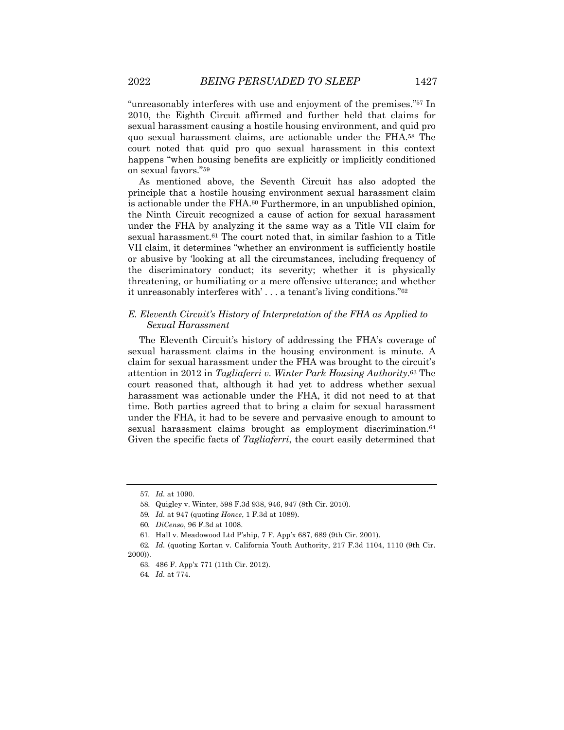"unreasonably interferes with use and enjoyment of the premises."[57] In 2010, the Eighth Circuit affirmed and further held that claims for sexual harassment causing a hostile housing environment, and quid pro quo sexual harassment claims, are actionable under the FHA.[58] The court noted that quid pro quo sexual harassment in this context happens "when housing benefits are explicitly or implicitly conditioned on sexual favors."[59]

As mentioned above, the Seventh Circuit has also adopted the principle that a hostile housing environment sexual harassment claim is actionable under the FHA.[60] Furthermore, in an unpublished opinion, the Ninth Circuit recognized a cause of action for sexual harassment under the FHA by analyzing it the same way as a Title VII claim for sexual harassment.[61] The court noted that, in similar fashion to a Title VII claim, it determines "whether an environment is sufficiently hostile or abusive by 'looking at all the circumstances, including frequency of the discriminatory conduct; its severity; whether it is physically threatening, or humiliating or a mere offensive utterance; and whether it unreasonably interferes with' . . . a tenant's living conditions."[62]

### *E. Eleventh Circuit's History of Interpretation of the FHA as Applied to Sexual Harassment*

The Eleventh Circuit's history of addressing the FHA's coverage of sexual harassment claims in the housing environment is minute. A claim for sexual harassment under the FHA was brought to the circuit's attention in 2012 in *Tagliaferri v. Winter Park Housing Authority*.[63] The court reasoned that, although it had yet to address whether sexual harassment was actionable under the FHA, it did not need to at that time. Both parties agreed that to bring a claim for sexual harassment under the FHA, it had to be severe and pervasive enough to amount to sexual harassment claims brought as employment discrimination.[64] Given the specific facts of *Tagliaferri*, the court easily determined that

---

57. *Id.* at 1090.

58. Quigley v. Winter, 598 F.3d 938, 946, 947 (8th Cir. 2010).

59. *Id.* at 947 (quoting *Honce*, 1 F.3d at 1089).

60. *DiCenso*, 96 F.3d at 1008.

61. Hall v. Meadowood Ltd P'ship, 7 F. App'x 687, 689 (9th Cir. 2001).

62. *Id.* (quoting Kortan v. California Youth Authority, 217 F.3d 1104, 1110 (9th Cir. 2000)).

63. 486 F. App'x 771 (11th Cir. 2012).

64. *Id.* at 774.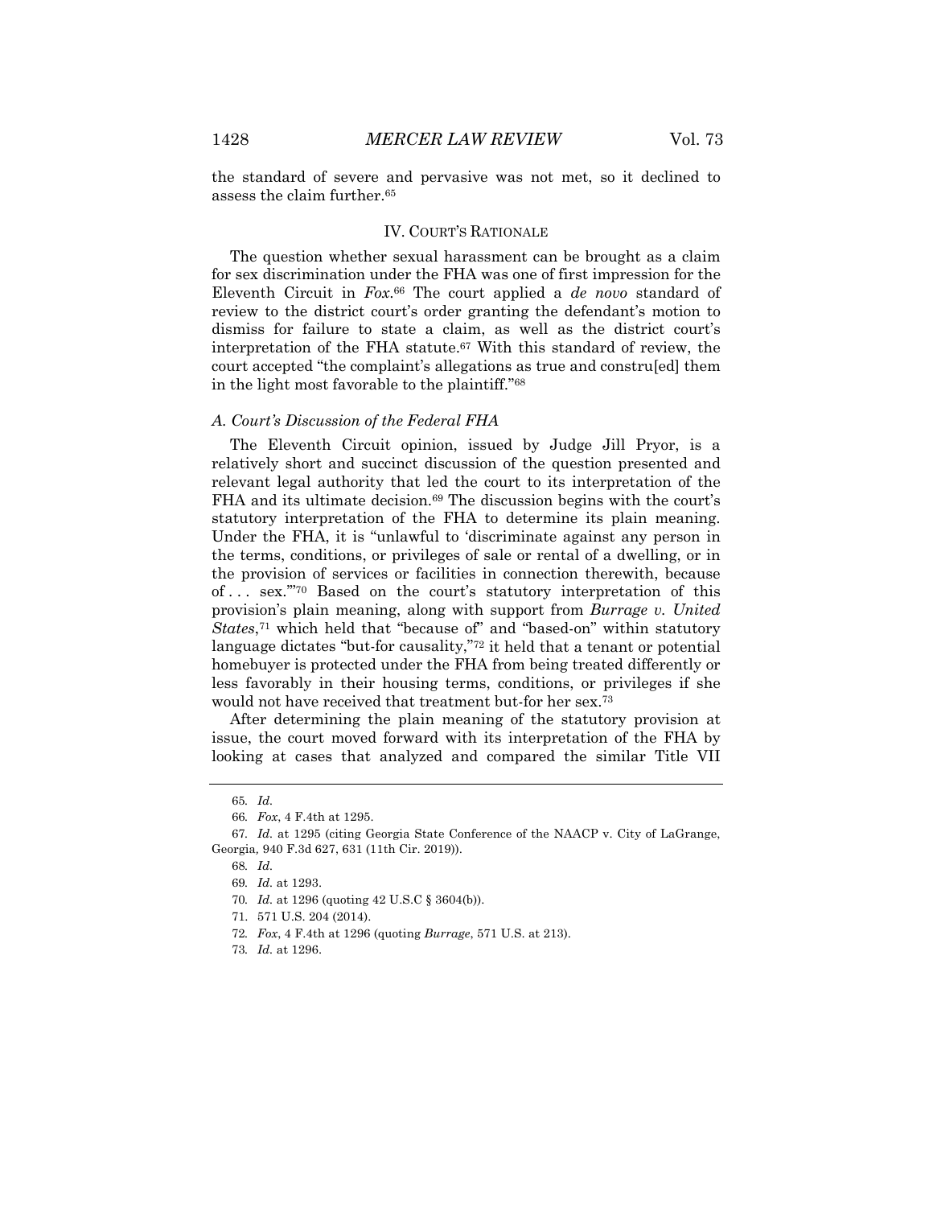the standard of severe and pervasive was not met, so it declined to assess the claim further.[65]

## IV. Court's Rationale

The question whether sexual harassment can be brought as a claim for sex discrimination under the FHA was one of first impression for the Eleventh Circuit in *Fox*.[66] The court applied a *de novo* standard of review to the district court's order granting the defendant's motion to dismiss for failure to state a claim, as well as the district court's interpretation of the FHA statute.[67] With this standard of review, the court accepted "the complaint's allegations as true and constru[ed] them in the light most favorable to the plaintiff."[68]

### *A. Court's Discussion of the Federal FHA*

The Eleventh Circuit opinion, issued by Judge Jill Pryor, is a relatively short and succinct discussion of the question presented and relevant legal authority that led the court to its interpretation of the FHA and its ultimate decision.[69] The discussion begins with the court's statutory interpretation of the FHA to determine its plain meaning. Under the FHA, it is "unlawful to 'discriminate against any person in the terms, conditions, or privileges of sale or rental of a dwelling, or in the provision of services or facilities in connection therewith, because of . . . sex.'"[70] Based on the court's statutory interpretation of this provision's plain meaning, along with support from *Burrage v. United States*,[71] which held that "because of" and "based-on" within statutory language dictates "but-for causality,"[72] it held that a tenant or potential homebuyer is protected under the FHA from being treated differently or less favorably in their housing terms, conditions, or privileges if she would not have received that treatment but-for her sex.[73]

After determining the plain meaning of the statutory provision at issue, the court moved forward with its interpretation of the FHA by looking at cases that analyzed and compared the similar Title VII

---

65. *Id.*

66. *Fox*, 4 F.4th at 1295.

67. *Id.* at 1295 (citing Georgia State Conference of the NAACP v. City of LaGrange, Georgia, 940 F.3d 627, 631 (11th Cir. 2019)).

68. *Id.*

69. *Id.* at 1293.

70. *Id.* at 1296 (quoting 42 U.S.C § 3604(b)).

71. 571 U.S. 204 (2014).

72. *Fox*, 4 F.4th at 1296 (quoting *Burrage*, 571 U.S. at 213).

73. *Id.* at 1296.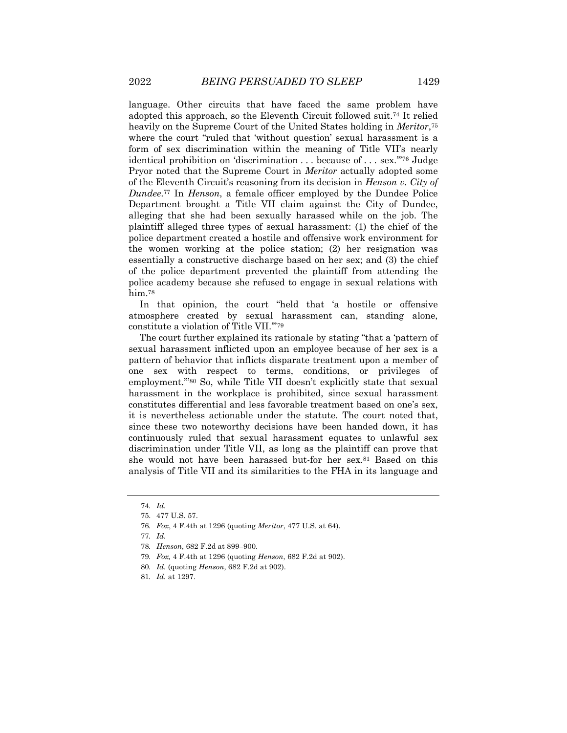language. Other circuits that have faced the same problem have adopted this approach, so the Eleventh Circuit followed suit.[74] It relied heavily on the Supreme Court of the United States holding in *Meritor*,[75] where the court "ruled that 'without question' sexual harassment is a form of sex discrimination within the meaning of Title VII's nearly identical prohibition on 'discrimination . . . because of . . . sex.'"[76] Judge Pryor noted that the Supreme Court in *Meritor* actually adopted some of the Eleventh Circuit's reasoning from its decision in *Henson v. City of Dundee*.[77] In *Henson*, a female officer employed by the Dundee Police Department brought a Title VII claim against the City of Dundee, alleging that she had been sexually harassed while on the job. The plaintiff alleged three types of sexual harassment: (1) the chief of the police department created a hostile and offensive work environment for the women working at the police station; (2) her resignation was essentially a constructive discharge based on her sex; and (3) the chief of the police department prevented the plaintiff from attending the police academy because she refused to engage in sexual relations with him.[78]

In that opinion, the court "held that 'a hostile or offensive atmosphere created by sexual harassment can, standing alone, constitute a violation of Title VII.'"[79]

The court further explained its rationale by stating "that a 'pattern of sexual harassment inflicted upon an employee because of her sex is a pattern of behavior that inflicts disparate treatment upon a member of one sex with respect to terms, conditions, or privileges of employment.'"[80] So, while Title VII doesn't explicitly state that sexual harassment in the workplace is prohibited, since sexual harassment constitutes differential and less favorable treatment based on one's sex, it is nevertheless actionable under the statute. The court noted that, since these two noteworthy decisions have been handed down, it has continuously ruled that sexual harassment equates to unlawful sex discrimination under Title VII, as long as the plaintiff can prove that she would not have been harassed but-for her sex.[81] Based on this analysis of Title VII and its similarities to the FHA in its language and

---

74. *Id.*

75. 477 U.S. 57.

76. *Fox*, 4 F.4th at 1296 (quoting *Meritor*, 477 U.S. at 64).

77. *Id.*

78. *Henson*, 682 F.2d at 899–900.

79. *Fox,* 4 F.4th at 1296 (quoting *Henson*, 682 F.2d at 902).

80. *Id.* (quoting *Henson*, 682 F.2d at 902).

81. *Id.* at 1297.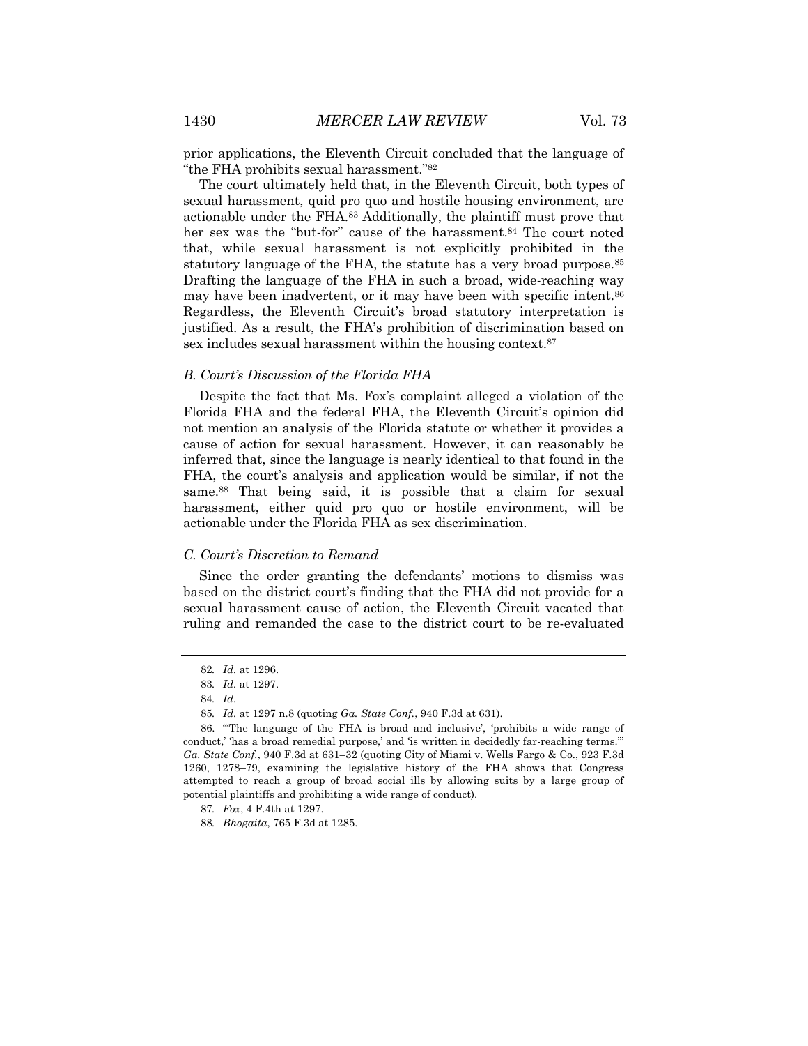prior applications, the Eleventh Circuit concluded that the language of "the FHA prohibits sexual harassment."[82]

The court ultimately held that, in the Eleventh Circuit, both types of sexual harassment, quid pro quo and hostile housing environment, are actionable under the FHA.[83] Additionally, the plaintiff must prove that her sex was the "but-for" cause of the harassment.[84] The court noted that, while sexual harassment is not explicitly prohibited in the statutory language of the FHA, the statute has a very broad purpose.[85] Drafting the language of the FHA in such a broad, wide-reaching way may have been inadvertent, or it may have been with specific intent.[86] Regardless, the Eleventh Circuit's broad statutory interpretation is justified. As a result, the FHA's prohibition of discrimination based on sex includes sexual harassment within the housing context.[87]

### *B. Court's Discussion of the Florida FHA*

Despite the fact that Ms. Fox's complaint alleged a violation of the Florida FHA and the federal FHA, the Eleventh Circuit's opinion did not mention an analysis of the Florida statute or whether it provides a cause of action for sexual harassment. However, it can reasonably be inferred that, since the language is nearly identical to that found in the FHA, the court's analysis and application would be similar, if not the same.[88] That being said, it is possible that a claim for sexual harassment, either quid pro quo or hostile environment, will be actionable under the Florida FHA as sex discrimination.

### *C. Court's Discretion to Remand*

Since the order granting the defendants' motions to dismiss was based on the district court's finding that the FHA did not provide for a sexual harassment cause of action, the Eleventh Circuit vacated that ruling and remanded the case to the district court to be re-evaluated

---

82. *Id.* at 1296.

83. *Id.* at 1297.

84. *Id.*

85. *Id.* at 1297 n.8 (quoting *Ga. State Conf.*, 940 F.3d at 631).

86. "'The language of the FHA is broad and inclusive', 'prohibits a wide range of conduct,' 'has a broad remedial purpose,' and 'is written in decidedly far-reaching terms.'" *Ga. State Conf.*, 940 F.3d at 631–32 (quoting City of Miami v. Wells Fargo & Co., 923 F.3d 1260, 1278–79, examining the legislative history of the FHA shows that Congress attempted to reach a group of broad social ills by allowing suits by a large group of potential plaintiffs and prohibiting a wide range of conduct).

87. *Fox*, 4 F.4th at 1297.

88. *Bhogaita*, 765 F.3d at 1285.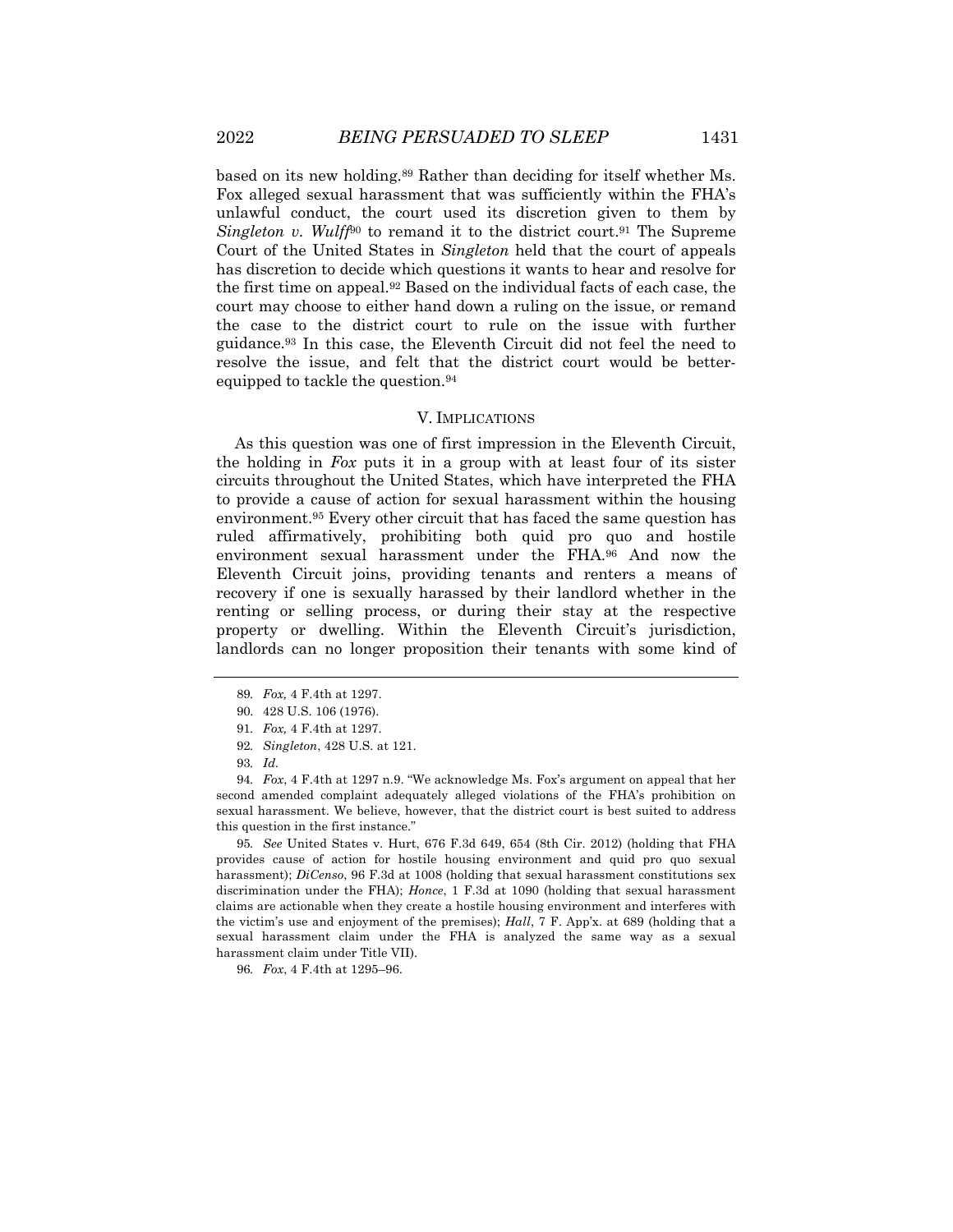based on its new holding.[89] Rather than deciding for itself whether Ms. Fox alleged sexual harassment that was sufficiently within the FHA's unlawful conduct, the court used its discretion given to them by *Singleton v. Wulff*[90] to remand it to the district court.[91] The Supreme Court of the United States in *Singleton* held that the court of appeals has discretion to decide which questions it wants to hear and resolve for the first time on appeal.[92] Based on the individual facts of each case, the court may choose to either hand down a ruling on the issue, or remand the case to the district court to rule on the issue with further guidance.[93] In this case, the Eleventh Circuit did not feel the need to resolve the issue, and felt that the district court would be better-equipped to tackle the question.[94]

## V. IMPLICATIONS

As this question was one of first impression in the Eleventh Circuit, the holding in *Fox* puts it in a group with at least four of its sister circuits throughout the United States, which have interpreted the FHA to provide a cause of action for sexual harassment within the housing environment.[95] Every other circuit that has faced the same question has ruled affirmatively, prohibiting both quid pro quo and hostile environment sexual harassment under the FHA.[96] And now the Eleventh Circuit joins, providing tenants and renters a means of recovery if one is sexually harassed by their landlord whether in the renting or selling process, or during their stay at the respective property or dwelling. Within the Eleventh Circuit's jurisdiction, landlords can no longer proposition their tenants with some kind of

---

89. *Fox,* 4 F.4th at 1297.

90. 428 U.S. 106 (1976).

91. *Fox,* 4 F.4th at 1297.

92. *Singleton*, 428 U.S. at 121.

93. *Id.*

94. *Fox*, 4 F.4th at 1297 n.9. "We acknowledge Ms. Fox's argument on appeal that her second amended complaint adequately alleged violations of the FHA's prohibition on sexual harassment. We believe, however, that the district court is best suited to address this question in the first instance."

95. *See* United States v. Hurt, 676 F.3d 649, 654 (8th Cir. 2012) (holding that FHA provides cause of action for hostile housing environment and quid pro quo sexual harassment); *DiCenso*, 96 F.3d at 1008 (holding that sexual harassment constitutes sex discrimination under the FHA); *Honce*, 1 F.3d at 1090 (holding that sexual harassment claims are actionable when they create a hostile housing environment and interferes with the victim's use and enjoyment of the premises); *Hall*, 7 F. App'x. at 689 (holding that a sexual harassment claim under the FHA is analyzed the same way as a sexual harassment claim under Title VII).

96. *Fox*, 4 F.4th at 1295–96.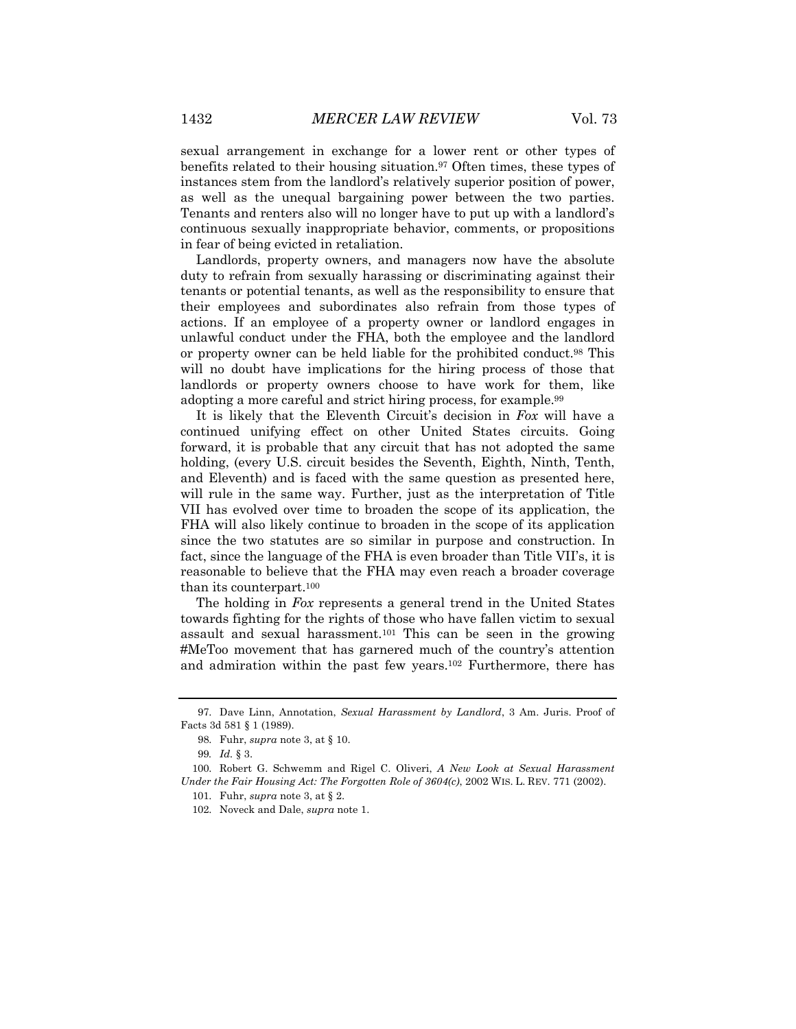sexual arrangement in exchange for a lower rent or other types of benefits related to their housing situation.[97] Often times, these types of instances stem from the landlord's relatively superior position of power, as well as the unequal bargaining power between the two parties. Tenants and renters also will no longer have to put up with a landlord's continuous sexually inappropriate behavior, comments, or propositions in fear of being evicted in retaliation.

Landlords, property owners, and managers now have the absolute duty to refrain from sexually harassing or discriminating against their tenants or potential tenants, as well as the responsibility to ensure that their employees and subordinates also refrain from those types of actions. If an employee of a property owner or landlord engages in unlawful conduct under the FHA, both the employee and the landlord or property owner can be held liable for the prohibited conduct.[98] This will no doubt have implications for the hiring process of those that landlords or property owners choose to have work for them, like adopting a more careful and strict hiring process, for example.[99]

It is likely that the Eleventh Circuit's decision in *Fox* will have a continued unifying effect on other United States circuits. Going forward, it is probable that any circuit that has not adopted the same holding, (every U.S. circuit besides the Seventh, Eighth, Ninth, Tenth, and Eleventh) and is faced with the same question as presented here, will rule in the same way. Further, just as the interpretation of Title VII has evolved over time to broaden the scope of its application, the FHA will also likely continue to broaden in the scope of its application since the two statutes are so similar in purpose and construction. In fact, since the language of the FHA is even broader than Title VII's, it is reasonable to believe that the FHA may even reach a broader coverage than its counterpart.[100]

The holding in *Fox* represents a general trend in the United States towards fighting for the rights of those who have fallen victim to sexual assault and sexual harassment.[101] This can be seen in the growing #MeToo movement that has garnered much of the country's attention and admiration within the past few years.[102] Furthermore, there has

---

97. Dave Linn, Annotation, *Sexual Harassment by Landlord*, 3 Am. Juris. Proof of Facts 3d 581 § 1 (1989).

98. Fuhr, *supra* note 3, at § 10.

99. *Id.* § 3.

100. Robert G. Schwemm and Rigel C. Oliveri, *A New Look at Sexual Harassment Under the Fair Housing Act: The Forgotten Role of 3604(c)*, 2002 WIS. L. REV. 771 (2002).

101. Fuhr, *supra* note 3, at § 2.

102. Noveck and Dale, *supra* note 1.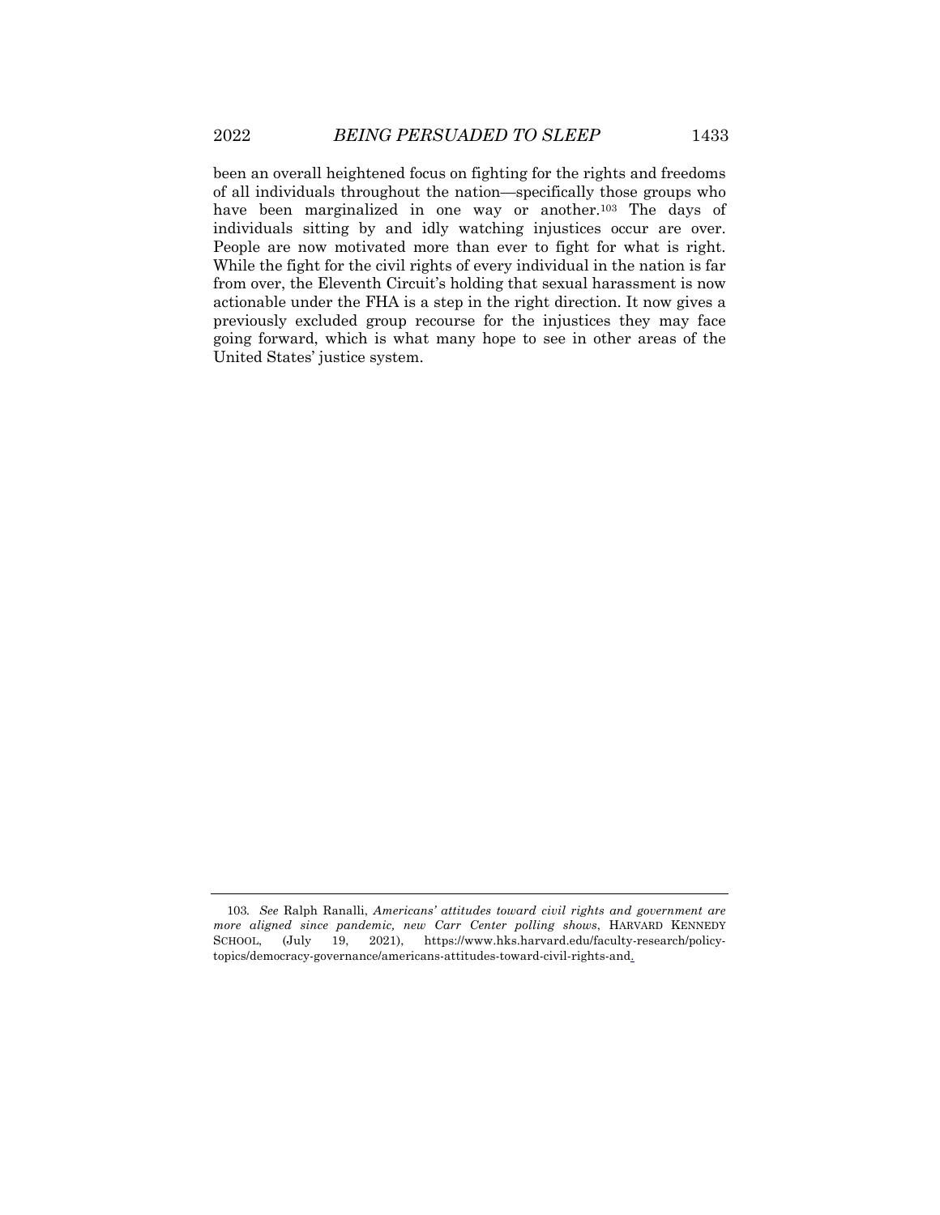been an overall heightened focus on fighting for the rights and freedoms of all individuals throughout the nation—specifically those groups who have been marginalized in one way or another.[103] The days of individuals sitting by and idly watching injustices occur are over. People are now motivated more than ever to fight for what is right. While the fight for the civil rights of every individual in the nation is far from over, the Eleventh Circuit's holding that sexual harassment is now actionable under the FHA is a step in the right direction. It now gives a previously excluded group recourse for the injustices they may face going forward, which is what many hope to see in other areas of the United States' justice system.

---

103. *See* Ralph Ranalli, *Americans' attitudes toward civil rights and government are more aligned since pandemic, new Carr Center polling shows*, HARVARD KENNEDY SCHOOL, (July 19, 2021), https://www.hks.harvard.edu/faculty-research/policy-topics/democracy-governance/americans-attitudes-toward-civil-rights-and.